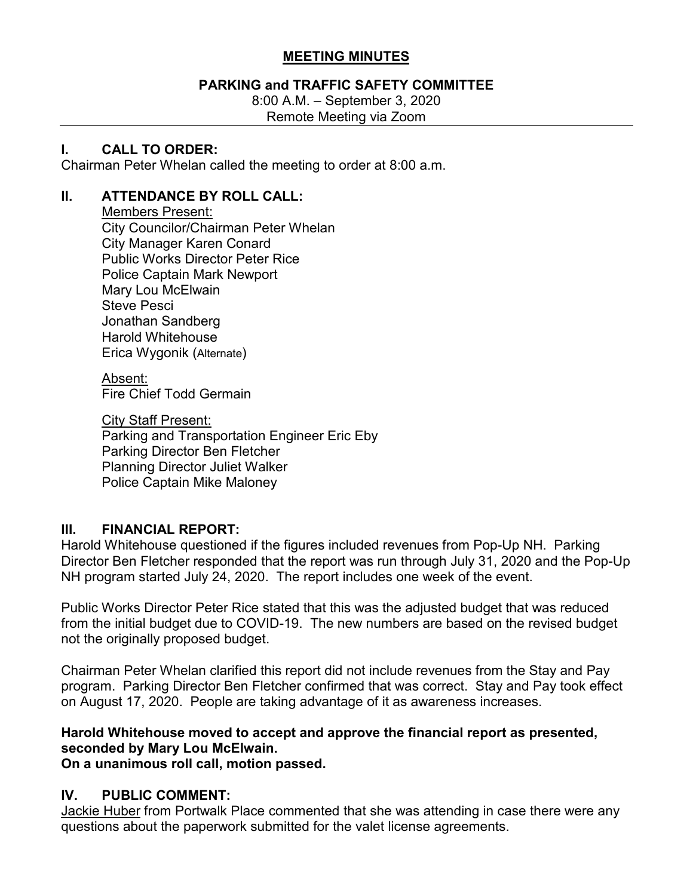# MEETING MINUTES

## PARKING and TRAFFIC SAFETY COMMITTEE

8:00 A.M. – September 3, 2020
Remote Meeting via Zoom

## I. CALL TO ORDER:

Chairman Peter Whelan called the meeting to order at 8:00 a.m.

## II. ATTENDANCE BY ROLL CALL:

Members Present:
City Councilor/Chairman Peter Whelan
City Manager Karen Conard
Public Works Director Peter Rice
Police Captain Mark Newport
Mary Lou McElwain
Steve Pesci
Jonathan Sandberg
Harold Whitehouse
Erica Wygonik (Alternate)

Absent:
Fire Chief Todd Germain

City Staff Present:
Parking and Transportation Engineer Eric Eby
Parking Director Ben Fletcher
Planning Director Juliet Walker
Police Captain Mike Maloney

## III. FINANCIAL REPORT:

Harold Whitehouse questioned if the figures included revenues from Pop-Up NH. Parking Director Ben Fletcher responded that the report was run through July 31, 2020 and the Pop-Up NH program started July 24, 2020. The report includes one week of the event.

Public Works Director Peter Rice stated that this was the adjusted budget that was reduced from the initial budget due to COVID-19. The new numbers are based on the revised budget not the originally proposed budget.

Chairman Peter Whelan clarified this report did not include revenues from the Stay and Pay program. Parking Director Ben Fletcher confirmed that was correct. Stay and Pay took effect on August 17, 2020. People are taking advantage of it as awareness increases.

**Harold Whitehouse moved to accept and approve the financial report as presented, seconded by Mary Lou McElwain.**
**On a unanimous roll call, motion passed.**

## IV. PUBLIC COMMENT:

Jackie Huber from Portwalk Place commented that she was attending in case there were any questions about the paperwork submitted for the valet license agreements.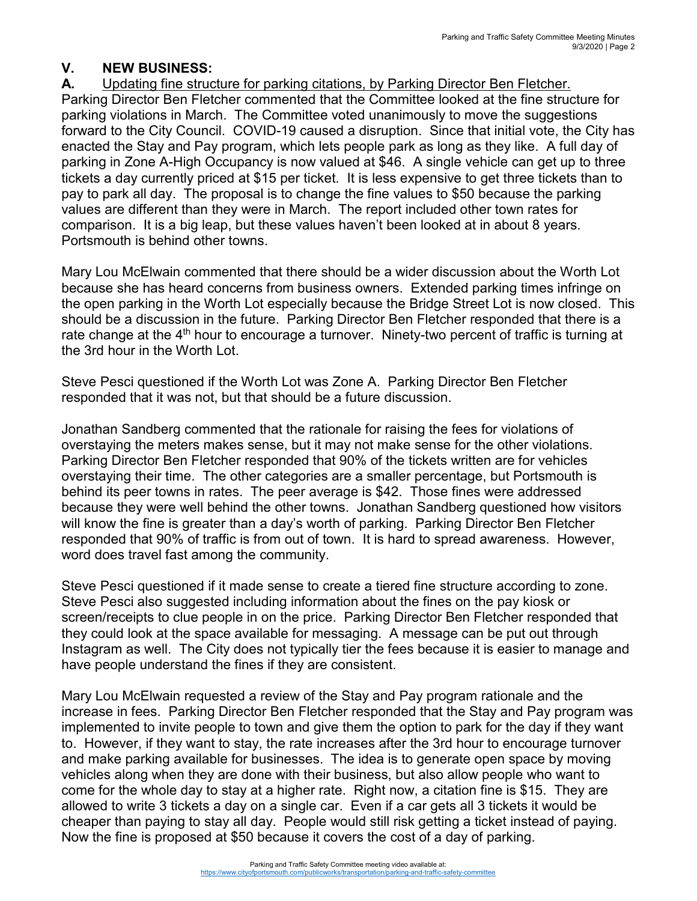## V. NEW BUSINESS:

**A.** Updating fine structure for parking citations, by Parking Director Ben Fletcher.

Parking Director Ben Fletcher commented that the Committee looked at the fine structure for parking violations in March. The Committee voted unanimously to move the suggestions forward to the City Council. COVID-19 caused a disruption. Since that initial vote, the City has enacted the Stay and Pay program, which lets people park as long as they like. A full day of parking in Zone A-High Occupancy is now valued at $46. A single vehicle can get up to three tickets a day currently priced at $15 per ticket. It is less expensive to get three tickets than to pay to park all day. The proposal is to change the fine values to $50 because the parking values are different than they were in March. The report included other town rates for comparison. It is a big leap, but these values haven't been looked at in about 8 years. Portsmouth is behind other towns.

Mary Lou McElwain commented that there should be a wider discussion about the Worth Lot because she has heard concerns from business owners. Extended parking times infringe on the open parking in the Worth Lot especially because the Bridge Street Lot is now closed. This should be a discussion in the future. Parking Director Ben Fletcher responded that there is a rate change at the 4th hour to encourage a turnover. Ninety-two percent of traffic is turning at the 3rd hour in the Worth Lot.

Steve Pesci questioned if the Worth Lot was Zone A. Parking Director Ben Fletcher responded that it was not, but that should be a future discussion.

Jonathan Sandberg commented that the rationale for raising the fees for violations of overstaying the meters makes sense, but it may not make sense for the other violations. Parking Director Ben Fletcher responded that 90% of the tickets written are for vehicles overstaying their time. The other categories are a smaller percentage, but Portsmouth is behind its peer towns in rates. The peer average is $42. Those fines were addressed because they were well behind the other towns. Jonathan Sandberg questioned how visitors will know the fine is greater than a day's worth of parking. Parking Director Ben Fletcher responded that 90% of traffic is from out of town. It is hard to spread awareness. However, word does travel fast among the community.

Steve Pesci questioned if it made sense to create a tiered fine structure according to zone. Steve Pesci also suggested including information about the fines on the pay kiosk or screen/receipts to clue people in on the price. Parking Director Ben Fletcher responded that they could look at the space available for messaging. A message can be put out through Instagram as well. The City does not typically tier the fees because it is easier to manage and have people understand the fines if they are consistent.

Mary Lou McElwain requested a review of the Stay and Pay program rationale and the increase in fees. Parking Director Ben Fletcher responded that the Stay and Pay program was implemented to invite people to town and give them the option to park for the day if they want to. However, if they want to stay, the rate increases after the 3rd hour to encourage turnover and make parking available for businesses. The idea is to generate open space by moving vehicles along when they are done with their business, but also allow people who want to come for the whole day to stay at a higher rate. Right now, a citation fine is $15. They are allowed to write 3 tickets a day on a single car. Even if a car gets all 3 tickets it would be cheaper than paying to stay all day. People would still risk getting a ticket instead of paying. Now the fine is proposed at $50 because it covers the cost of a day of parking.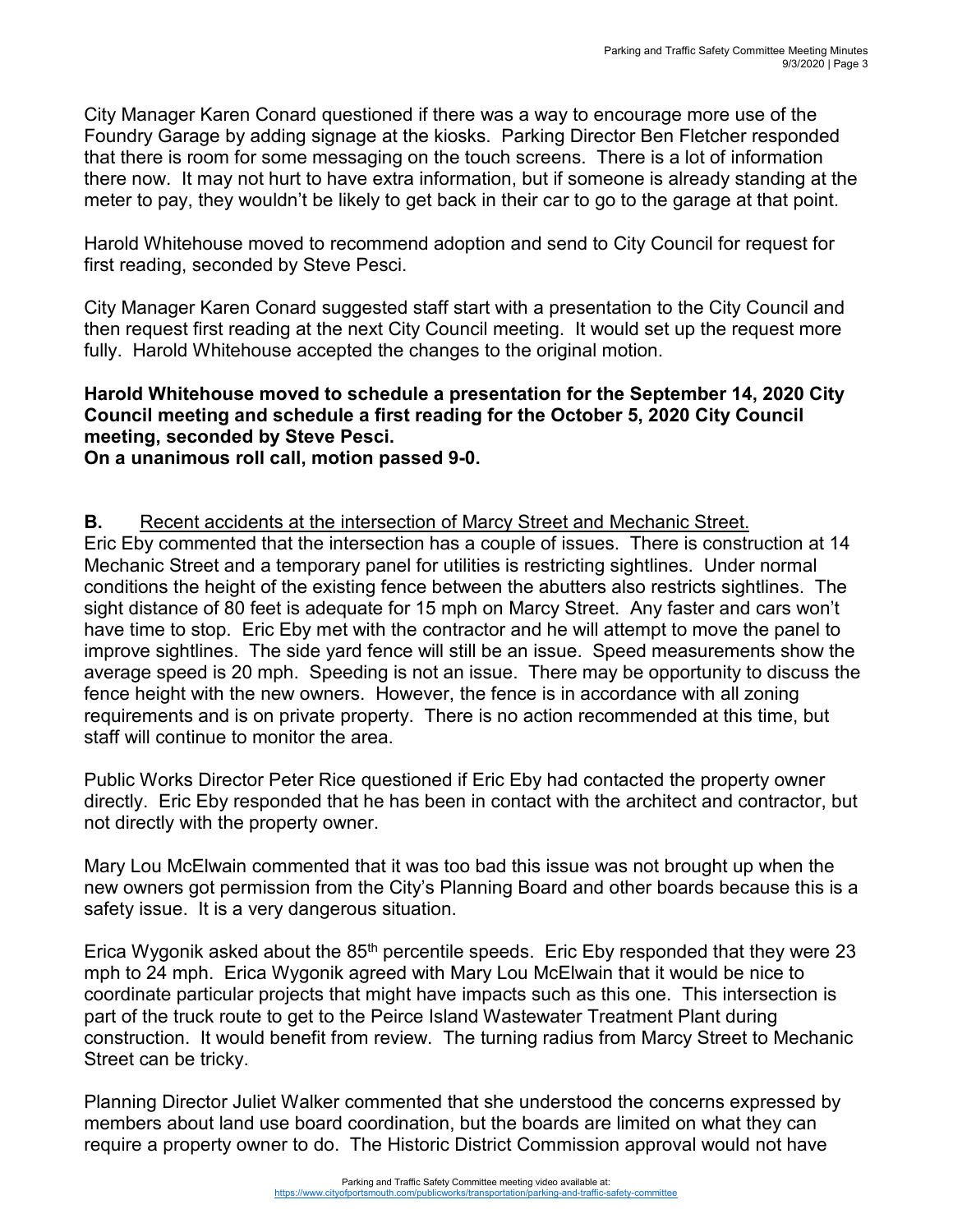City Manager Karen Conard questioned if there was a way to encourage more use of the Foundry Garage by adding signage at the kiosks. Parking Director Ben Fletcher responded that there is room for some messaging on the touch screens. There is a lot of information there now. It may not hurt to have extra information, but if someone is already standing at the meter to pay, they wouldn't be likely to get back in their car to go to the garage at that point.

Harold Whitehouse moved to recommend adoption and send to City Council for request for first reading, seconded by Steve Pesci.

City Manager Karen Conard suggested staff start with a presentation to the City Council and then request first reading at the next City Council meeting. It would set up the request more fully. Harold Whitehouse accepted the changes to the original motion.

**Harold Whitehouse moved to schedule a presentation for the September 14, 2020 City Council meeting and schedule a first reading for the October 5, 2020 City Council meeting, seconded by Steve Pesci.**
**On a unanimous roll call, motion passed 9-0.**

**B.** Recent accidents at the intersection of Marcy Street and Mechanic Street.
Eric Eby commented that the intersection has a couple of issues. There is construction at 14 Mechanic Street and a temporary panel for utilities is restricting sightlines. Under normal conditions the height of the existing fence between the abutters also restricts sightlines. The sight distance of 80 feet is adequate for 15 mph on Marcy Street. Any faster and cars won't have time to stop. Eric Eby met with the contractor and he will attempt to move the panel to improve sightlines. The side yard fence will still be an issue. Speed measurements show the average speed is 20 mph. Speeding is not an issue. There may be opportunity to discuss the fence height with the new owners. However, the fence is in accordance with all zoning requirements and is on private property. There is no action recommended at this time, but staff will continue to monitor the area.

Public Works Director Peter Rice questioned if Eric Eby had contacted the property owner directly. Eric Eby responded that he has been in contact with the architect and contractor, but not directly with the property owner.

Mary Lou McElwain commented that it was too bad this issue was not brought up when the new owners got permission from the City's Planning Board and other boards because this is a safety issue. It is a very dangerous situation.

Erica Wygonik asked about the 85th percentile speeds. Eric Eby responded that they were 23 mph to 24 mph. Erica Wygonik agreed with Mary Lou McElwain that it would be nice to coordinate particular projects that might have impacts such as this one. This intersection is part of the truck route to get to the Peirce Island Wastewater Treatment Plant during construction. It would benefit from review. The turning radius from Marcy Street to Mechanic Street can be tricky.

Planning Director Juliet Walker commented that she understood the concerns expressed by members about land use board coordination, but the boards are limited on what they can require a property owner to do. The Historic District Commission approval would not have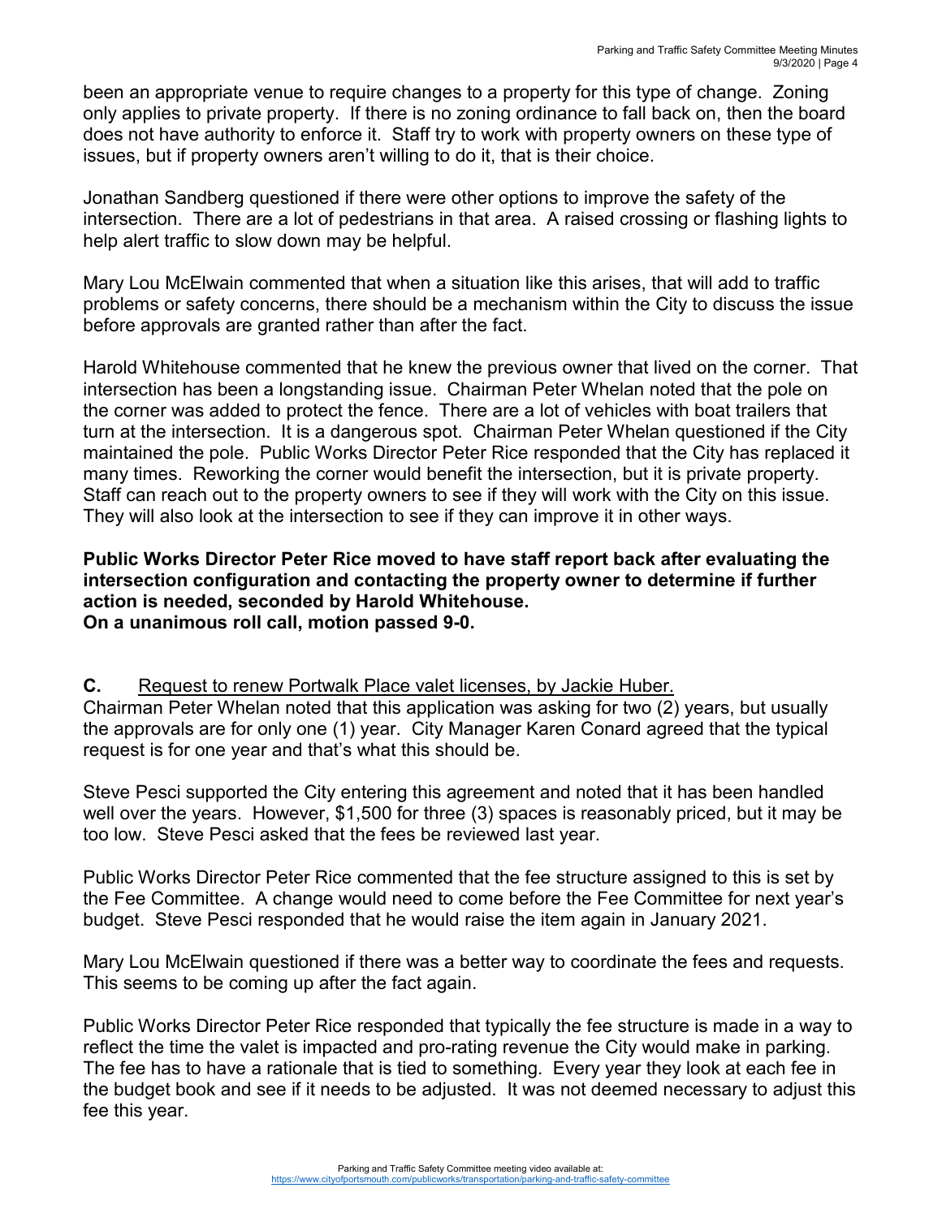been an appropriate venue to require changes to a property for this type of change. Zoning only applies to private property. If there is no zoning ordinance to fall back on, then the board does not have authority to enforce it. Staff try to work with property owners on these type of issues, but if property owners aren't willing to do it, that is their choice.

Jonathan Sandberg questioned if there were other options to improve the safety of the intersection. There are a lot of pedestrians in that area. A raised crossing or flashing lights to help alert traffic to slow down may be helpful.

Mary Lou McElwain commented that when a situation like this arises, that will add to traffic problems or safety concerns, there should be a mechanism within the City to discuss the issue before approvals are granted rather than after the fact.

Harold Whitehouse commented that he knew the previous owner that lived on the corner. That intersection has been a longstanding issue. Chairman Peter Whelan noted that the pole on the corner was added to protect the fence. There are a lot of vehicles with boat trailers that turn at the intersection. It is a dangerous spot. Chairman Peter Whelan questioned if the City maintained the pole. Public Works Director Peter Rice responded that the City has replaced it many times. Reworking the corner would benefit the intersection, but it is private property. Staff can reach out to the property owners to see if they will work with the City on this issue. They will also look at the intersection to see if they can improve it in other ways.

**Public Works Director Peter Rice moved to have staff report back after evaluating the intersection configuration and contacting the property owner to determine if further action is needed, seconded by Harold Whitehouse.**
**On a unanimous roll call, motion passed 9-0.**

**C.** Request to renew Portwalk Place valet licenses, by Jackie Huber.

Chairman Peter Whelan noted that this application was asking for two (2) years, but usually the approvals are for only one (1) year. City Manager Karen Conard agreed that the typical request is for one year and that's what this should be.

Steve Pesci supported the City entering this agreement and noted that it has been handled well over the years. However, $1,500 for three (3) spaces is reasonably priced, but it may be too low. Steve Pesci asked that the fees be reviewed last year.

Public Works Director Peter Rice commented that the fee structure assigned to this is set by the Fee Committee. A change would need to come before the Fee Committee for next year's budget. Steve Pesci responded that he would raise the item again in January 2021.

Mary Lou McElwain questioned if there was a better way to coordinate the fees and requests. This seems to be coming up after the fact again.

Public Works Director Peter Rice responded that typically the fee structure is made in a way to reflect the time the valet is impacted and pro-rating revenue the City would make in parking. The fee has to have a rationale that is tied to something. Every year they look at each fee in the budget book and see if it needs to be adjusted. It was not deemed necessary to adjust this fee this year.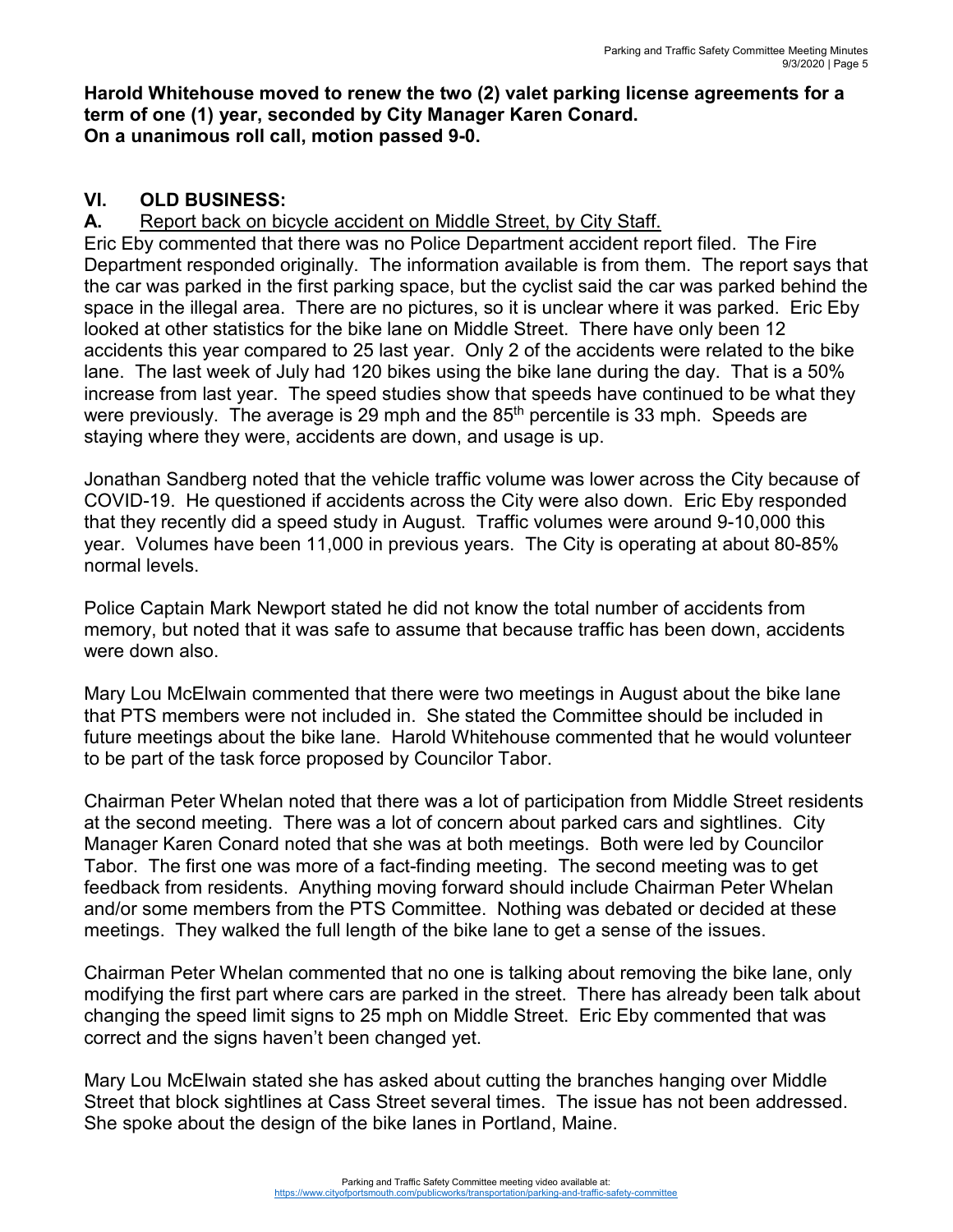**Harold Whitehouse moved to renew the two (2) valet parking license agreements for a term of one (1) year, seconded by City Manager Karen Conard.**
**On a unanimous roll call, motion passed 9-0.**

## VI. OLD BUSINESS:

**A.** Report back on bicycle accident on Middle Street, by City Staff.

Eric Eby commented that there was no Police Department accident report filed. The Fire Department responded originally. The information available is from them. The report says that the car was parked in the first parking space, but the cyclist said the car was parked behind the space in the illegal area. There are no pictures, so it is unclear where it was parked. Eric Eby looked at other statistics for the bike lane on Middle Street. There have only been 12 accidents this year compared to 25 last year. Only 2 of the accidents were related to the bike lane. The last week of July had 120 bikes using the bike lane during the day. That is a 50% increase from last year. The speed studies show that speeds have continued to be what they were previously. The average is 29 mph and the 85th percentile is 33 mph. Speeds are staying where they were, accidents are down, and usage is up.

Jonathan Sandberg noted that the vehicle traffic volume was lower across the City because of COVID-19. He questioned if accidents across the City were also down. Eric Eby responded that they recently did a speed study in August. Traffic volumes were around 9-10,000 this year. Volumes have been 11,000 in previous years. The City is operating at about 80-85% normal levels.

Police Captain Mark Newport stated he did not know the total number of accidents from memory, but noted that it was safe to assume that because traffic has been down, accidents were down also.

Mary Lou McElwain commented that there were two meetings in August about the bike lane that PTS members were not included in. She stated the Committee should be included in future meetings about the bike lane. Harold Whitehouse commented that he would volunteer to be part of the task force proposed by Councilor Tabor.

Chairman Peter Whelan noted that there was a lot of participation from Middle Street residents at the second meeting. There was a lot of concern about parked cars and sightlines. City Manager Karen Conard noted that she was at both meetings. Both were led by Councilor Tabor. The first one was more of a fact-finding meeting. The second meeting was to get feedback from residents. Anything moving forward should include Chairman Peter Whelan and/or some members from the PTS Committee. Nothing was debated or decided at these meetings. They walked the full length of the bike lane to get a sense of the issues.

Chairman Peter Whelan commented that no one is talking about removing the bike lane, only modifying the first part where cars are parked in the street. There has already been talk about changing the speed limit signs to 25 mph on Middle Street. Eric Eby commented that was correct and the signs haven't been changed yet.

Mary Lou McElwain stated she has asked about cutting the branches hanging over Middle Street that block sightlines at Cass Street several times. The issue has not been addressed. She spoke about the design of the bike lanes in Portland, Maine.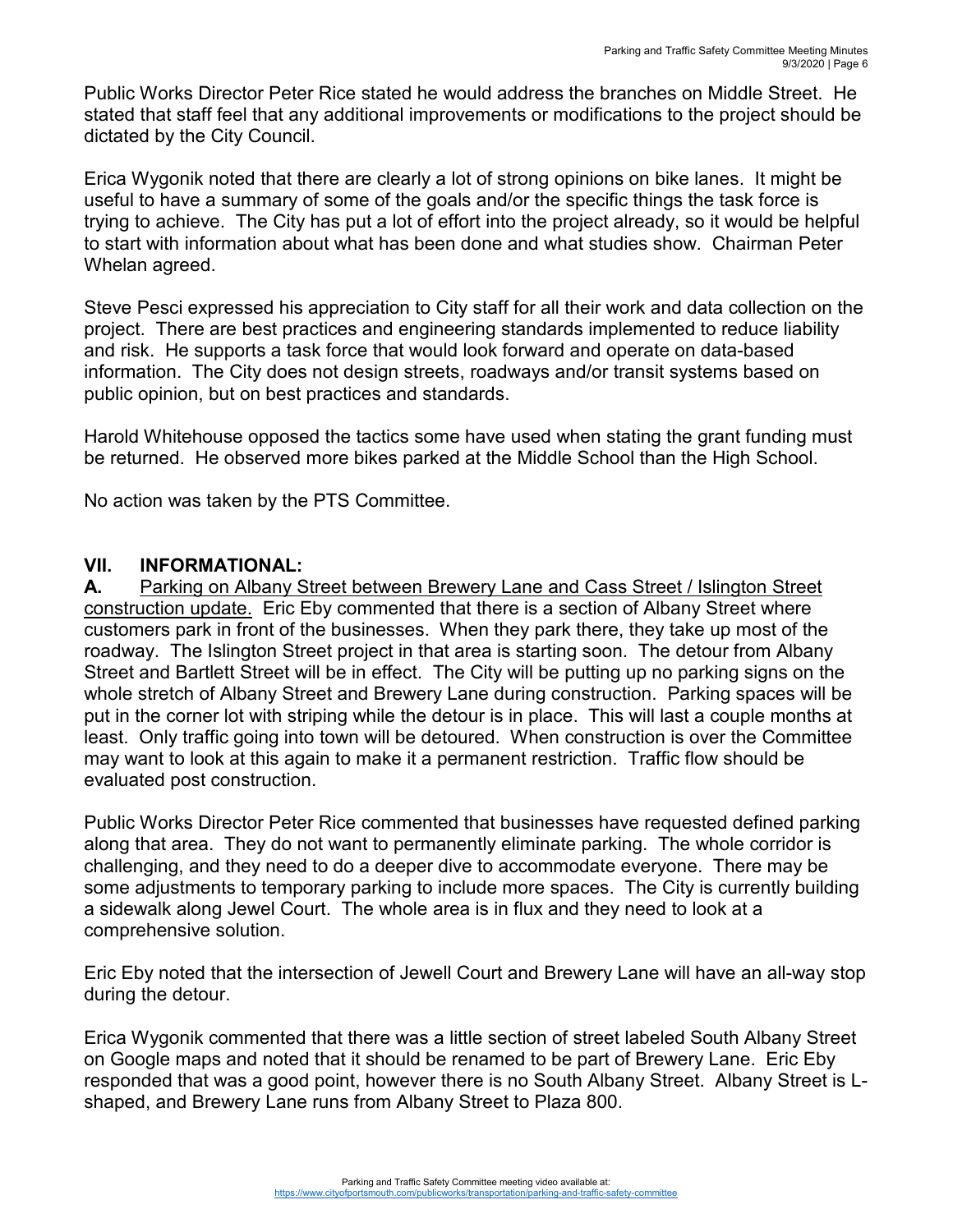Public Works Director Peter Rice stated he would address the branches on Middle Street. He stated that staff feel that any additional improvements or modifications to the project should be dictated by the City Council.

Erica Wygonik noted that there are clearly a lot of strong opinions on bike lanes. It might be useful to have a summary of some of the goals and/or the specific things the task force is trying to achieve. The City has put a lot of effort into the project already, so it would be helpful to start with information about what has been done and what studies show. Chairman Peter Whelan agreed.

Steve Pesci expressed his appreciation to City staff for all their work and data collection on the project. There are best practices and engineering standards implemented to reduce liability and risk. He supports a task force that would look forward and operate on data-based information. The City does not design streets, roadways and/or transit systems based on public opinion, but on best practices and standards.

Harold Whitehouse opposed the tactics some have used when stating the grant funding must be returned. He observed more bikes parked at the Middle School than the High School.

No action was taken by the PTS Committee.

## VII. INFORMATIONAL:

**A.** <u>Parking on Albany Street between Brewery Lane and Cass Street / Islington Street construction update.</u> Eric Eby commented that there is a section of Albany Street where customers park in front of the businesses. When they park there, they take up most of the roadway. The Islington Street project in that area is starting soon. The detour from Albany Street and Bartlett Street will be in effect. The City will be putting up no parking signs on the whole stretch of Albany Street and Brewery Lane during construction. Parking spaces will be put in the corner lot with striping while the detour is in place. This will last a couple months at least. Only traffic going into town will be detoured. When construction is over the Committee may want to look at this again to make it a permanent restriction. Traffic flow should be evaluated post construction.

Public Works Director Peter Rice commented that businesses have requested defined parking along that area. They do not want to permanently eliminate parking. The whole corridor is challenging, and they need to do a deeper dive to accommodate everyone. There may be some adjustments to temporary parking to include more spaces. The City is currently building a sidewalk along Jewel Court. The whole area is in flux and they need to look at a comprehensive solution.

Eric Eby noted that the intersection of Jewell Court and Brewery Lane will have an all-way stop during the detour.

Erica Wygonik commented that there was a little section of street labeled South Albany Street on Google maps and noted that it should be renamed to be part of Brewery Lane. Eric Eby responded that was a good point, however there is no South Albany Street. Albany Street is L-shaped, and Brewery Lane runs from Albany Street to Plaza 800.

Parking and Traffic Safety Committee meeting video available at:
https://www.cityofportsmouth.com/publicworks/transportation/parking-and-traffic-safety-committee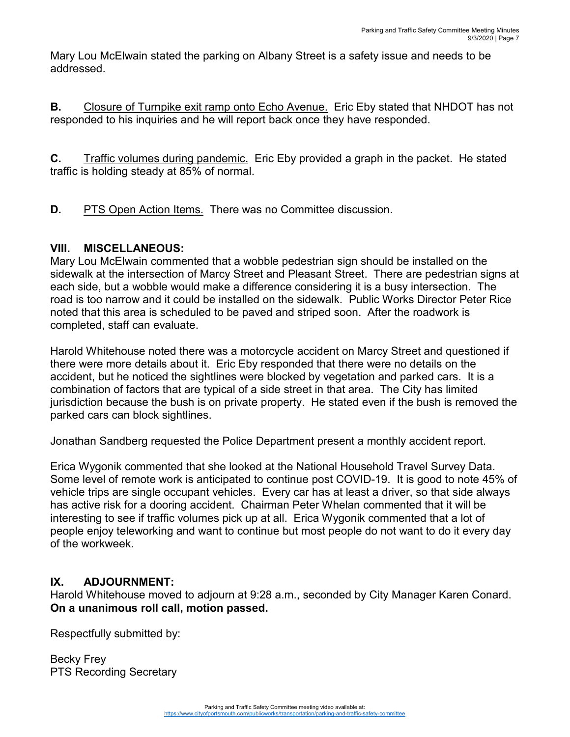Mary Lou McElwain stated the parking on Albany Street is a safety issue and needs to be addressed.

**B.** Closure of Turnpike exit ramp onto Echo Avenue. Eric Eby stated that NHDOT has not responded to his inquiries and he will report back once they have responded.

**C.** Traffic volumes during pandemic. Eric Eby provided a graph in the packet. He stated traffic is holding steady at 85% of normal.

**D.** PTS Open Action Items. There was no Committee discussion.

## VIII. MISCELLANEOUS:

Mary Lou McElwain commented that a wobble pedestrian sign should be installed on the sidewalk at the intersection of Marcy Street and Pleasant Street. There are pedestrian signs at each side, but a wobble would make a difference considering it is a busy intersection. The road is too narrow and it could be installed on the sidewalk. Public Works Director Peter Rice noted that this area is scheduled to be paved and striped soon. After the roadwork is completed, staff can evaluate.

Harold Whitehouse noted there was a motorcycle accident on Marcy Street and questioned if there were more details about it. Eric Eby responded that there were no details on the accident, but he noticed the sightlines were blocked by vegetation and parked cars. It is a combination of factors that are typical of a side street in that area. The City has limited jurisdiction because the bush is on private property. He stated even if the bush is removed the parked cars can block sightlines.

Jonathan Sandberg requested the Police Department present a monthly accident report.

Erica Wygonik commented that she looked at the National Household Travel Survey Data. Some level of remote work is anticipated to continue post COVID-19. It is good to note 45% of vehicle trips are single occupant vehicles. Every car has at least a driver, so that side always has active risk for a dooring accident. Chairman Peter Whelan commented that it will be interesting to see if traffic volumes pick up at all. Erica Wygonik commented that a lot of people enjoy teleworking and want to continue but most people do not want to do it every day of the workweek.

## IX. ADJOURNMENT:

Harold Whitehouse moved to adjourn at 9:28 a.m., seconded by City Manager Karen Conard. **On a unanimous roll call, motion passed.**

Respectfully submitted by:

Becky Frey
PTS Recording Secretary

Parking and Traffic Safety Committee meeting video available at:
https://www.cityofportsmouth.com/publicworks/transportation/parking-and-traffic-safety-committee